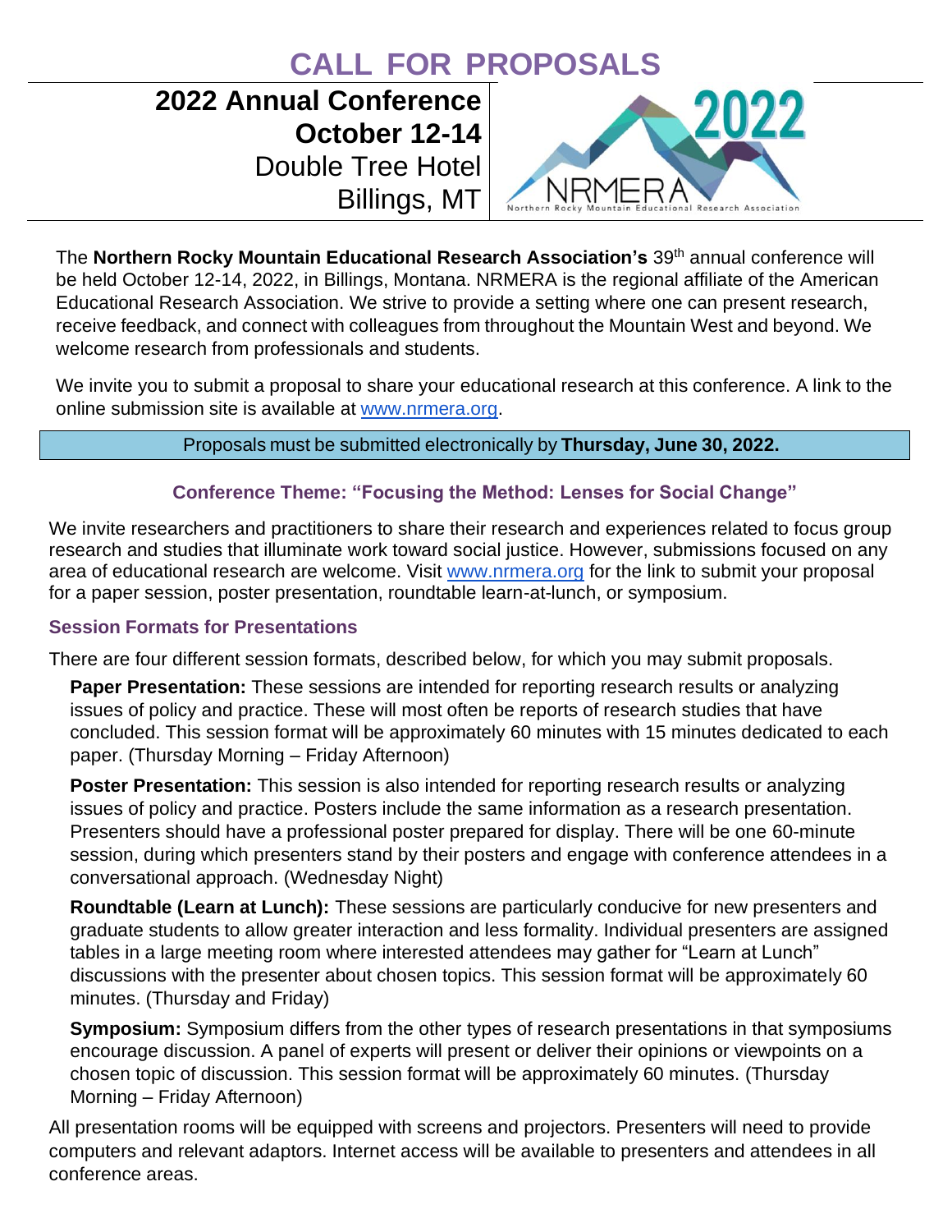# CALL FOR PROPOSALS

**2022 Annual Conference**
**October 12-14**
Double Tree Hotel
Billings, MT

The **Northern Rocky Mountain Educational Research Association's** 39th annual conference will be held October 12-14, 2022, in Billings, Montana. NRMERA is the regional affiliate of the American Educational Research Association. We strive to provide a setting where one can present research, receive feedback, and connect with colleagues from throughout the Mountain West and beyond. We welcome research from professionals and students.

We invite you to submit a proposal to share your educational research at this conference. A link to the online submission site is available at www.nrmera.org.

Proposals must be submitted electronically by **Thursday, June 30, 2022.**

### Conference Theme: "Focusing the Method: Lenses for Social Change"

We invite researchers and practitioners to share their research and experiences related to focus group research and studies that illuminate work toward social justice. However, submissions focused on any area of educational research are welcome. Visit www.nrmera.org for the link to submit your proposal for a paper session, poster presentation, roundtable learn-at-lunch, or symposium.

### Session Formats for Presentations

There are four different session formats, described below, for which you may submit proposals.

**Paper Presentation:** These sessions are intended for reporting research results or analyzing issues of policy and practice. These will most often be reports of research studies that have concluded. This session format will be approximately 60 minutes with 15 minutes dedicated to each paper. (Thursday Morning – Friday Afternoon)

**Poster Presentation:** This session is also intended for reporting research results or analyzing issues of policy and practice. Posters include the same information as a research presentation. Presenters should have a professional poster prepared for display. There will be one 60-minute session, during which presenters stand by their posters and engage with conference attendees in a conversational approach. (Wednesday Night)

**Roundtable (Learn at Lunch):** These sessions are particularly conducive for new presenters and graduate students to allow greater interaction and less formality. Individual presenters are assigned tables in a large meeting room where interested attendees may gather for "Learn at Lunch" discussions with the presenter about chosen topics. This session format will be approximately 60 minutes. (Thursday and Friday)

**Symposium:** Symposium differs from the other types of research presentations in that symposiums encourage discussion. A panel of experts will present or deliver their opinions or viewpoints on a chosen topic of discussion. This session format will be approximately 60 minutes. (Thursday Morning – Friday Afternoon)

All presentation rooms will be equipped with screens and projectors. Presenters will need to provide computers and relevant adaptors. Internet access will be available to presenters and attendees in all conference areas.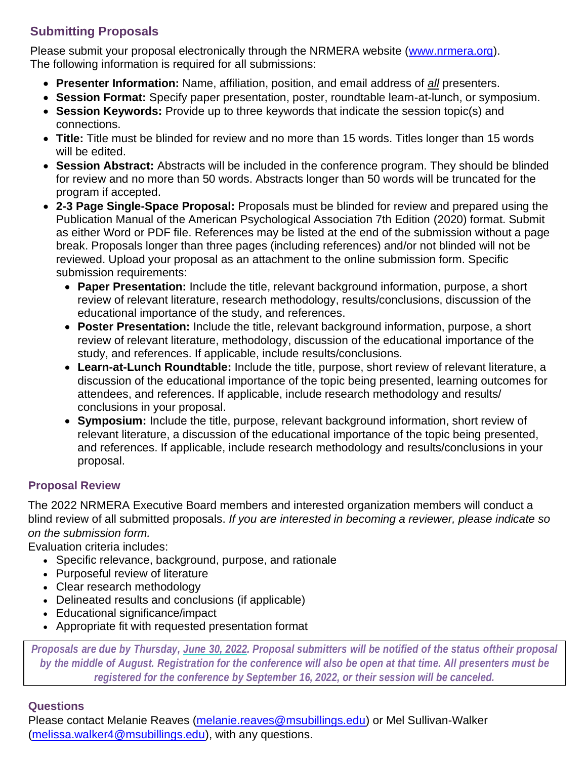## Submitting Proposals

Please submit your proposal electronically through the NRMERA website (www.nrmera.org). The following information is required for all submissions:

- **Presenter Information:** Name, affiliation, position, and email address of ***all*** presenters.
- **Session Format:** Specify paper presentation, poster, roundtable learn-at-lunch, or symposium.
- **Session Keywords:** Provide up to three keywords that indicate the session topic(s) and connections.
- **Title:** Title must be blinded for review and no more than 15 words. Titles longer than 15 words will be edited.
- **Session Abstract:** Abstracts will be included in the conference program. They should be blinded for review and no more than 50 words. Abstracts longer than 50 words will be truncated for the program if accepted.
- **2-3 Page Single-Space Proposal:** Proposals must be blinded for review and prepared using the Publication Manual of the American Psychological Association 7th Edition (2020) format. Submit as either Word or PDF file. References may be listed at the end of the submission without a page break. Proposals longer than three pages (including references) and/or not blinded will not be reviewed. Upload your proposal as an attachment to the online submission form. Specific submission requirements:
  - **Paper Presentation:** Include the title, relevant background information, purpose, a short review of relevant literature, research methodology, results/conclusions, discussion of the educational importance of the study, and references.
  - **Poster Presentation:** Include the title, relevant background information, purpose, a short review of relevant literature, methodology, discussion of the educational importance of the study, and references. If applicable, include results/conclusions.
  - **Learn-at-Lunch Roundtable:** Include the title, purpose, short review of relevant literature, a discussion of the educational importance of the topic being presented, learning outcomes for attendees, and references. If applicable, include research methodology and results/ conclusions in your proposal.
  - **Symposium:** Include the title, purpose, relevant background information, short review of relevant literature, a discussion of the educational importance of the topic being presented, and references. If applicable, include research methodology and results/conclusions in your proposal.

## Proposal Review

The 2022 NRMERA Executive Board members and interested organization members will conduct a blind review of all submitted proposals. *If you are interested in becoming a reviewer, please indicate so on the submission form.*

Evaluation criteria includes:

- Specific relevance, background, purpose, and rationale
- Purposeful review of literature
- Clear research methodology
- Delineated results and conclusions (if applicable)
- Educational significance/impact
- Appropriate fit with requested presentation format

***Proposals are due by Thursday, June 30, 2022. Proposal submitters will be notified of the status oftheir proposal by the middle of August. Registration for the conference will also be open at that time. All presenters must be registered for the conference by September 16, 2022, or their session will be canceled.***

## Questions

Please contact Melanie Reaves (melanie.reaves@msubillings.edu) or Mel Sullivan-Walker (melissa.walker4@msubillings.edu), with any questions.